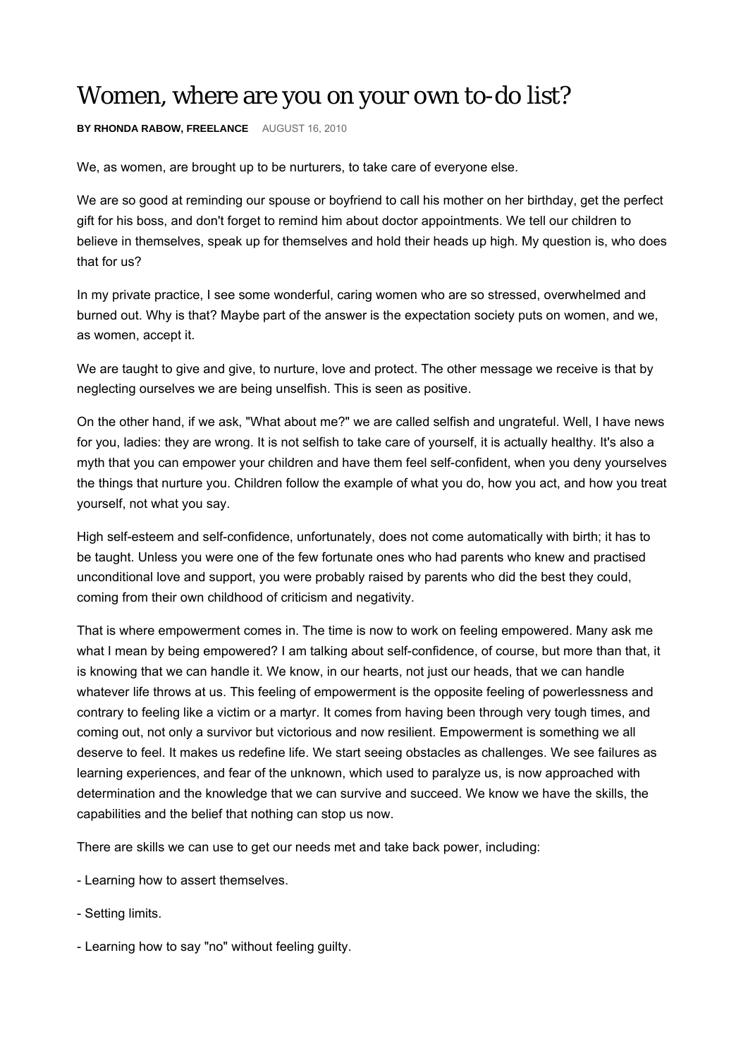# Women, where are you on your own to-do list?

**BY RHONDA RABOW, FREELANCE** AUGUST 16, 2010

We, as women, are brought up to be nurturers, to take care of everyone else.

We are so good at reminding our spouse or boyfriend to call his mother on her birthday, get the perfect gift for his boss, and don't forget to remind him about doctor appointments. We tell our children to believe in themselves, speak up for themselves and hold their heads up high. My question is, who does that for us?

In my private practice, I see some wonderful, caring women who are so stressed, overwhelmed and burned out. Why is that? Maybe part of the answer is the expectation society puts on women, and we, as women, accept it.

We are taught to give and give, to nurture, love and protect. The other message we receive is that by neglecting ourselves we are being unselfish. This is seen as positive.

On the other hand, if we ask, "What about me?" we are called selfish and ungrateful. Well, I have news for you, ladies: they are wrong. It is not selfish to take care of yourself, it is actually healthy. It's also a myth that you can empower your children and have them feel self-confident, when you deny yourselves the things that nurture you. Children follow the example of what you do, how you act, and how you treat yourself, not what you say.

High self-esteem and self-confidence, unfortunately, does not come automatically with birth; it has to be taught. Unless you were one of the few fortunate ones who had parents who knew and practised unconditional love and support, you were probably raised by parents who did the best they could, coming from their own childhood of criticism and negativity.

That is where empowerment comes in. The time is now to work on feeling empowered. Many ask me what I mean by being empowered? I am talking about self-confidence, of course, but more than that, it is knowing that we can handle it. We know, in our hearts, not just our heads, that we can handle whatever life throws at us. This feeling of empowerment is the opposite feeling of powerlessness and contrary to feeling like a victim or a martyr. It comes from having been through very tough times, and coming out, not only a survivor but victorious and now resilient. Empowerment is something we all deserve to feel. It makes us redefine life. We start seeing obstacles as challenges. We see failures as learning experiences, and fear of the unknown, which used to paralyze us, is now approached with determination and the knowledge that we can survive and succeed. We know we have the skills, the capabilities and the belief that nothing can stop us now.

There are skills we can use to get our needs met and take back power, including:

- Learning how to assert themselves.

- Setting limits.

- Learning how to say "no" without feeling guilty.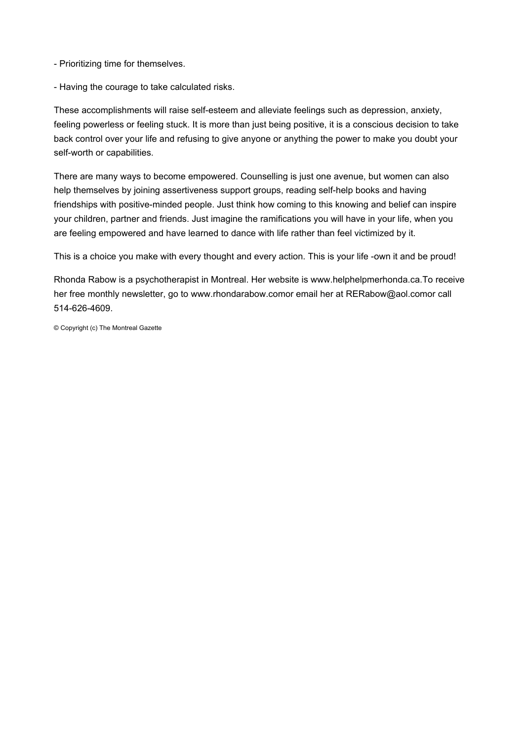- Prioritizing time for themselves.

- Having the courage to take calculated risks.

These accomplishments will raise self-esteem and alleviate feelings such as depression, anxiety, feeling powerless or feeling stuck. It is more than just being positive, it is a conscious decision to take back control over your life and refusing to give anyone or anything the power to make you doubt your self-worth or capabilities.

There are many ways to become empowered. Counselling is just one avenue, but women can also help themselves by joining assertiveness support groups, reading self-help books and having friendships with positive-minded people. Just think how coming to this knowing and belief can inspire your children, partner and friends. Just imagine the ramifications you will have in your life, when you are feeling empowered and have learned to dance with life rather than feel victimized by it.

This is a choice you make with every thought and every action. This is your life -own it and be proud!

Rhonda Rabow is a psychotherapist in Montreal. Her website is www.helphelpmerhonda.ca.To receive her free monthly newsletter, go to www.rhondarabow.comor email her at RERabow@aol.comor call 514-626-4609.

© Copyright (c) The Montreal Gazette